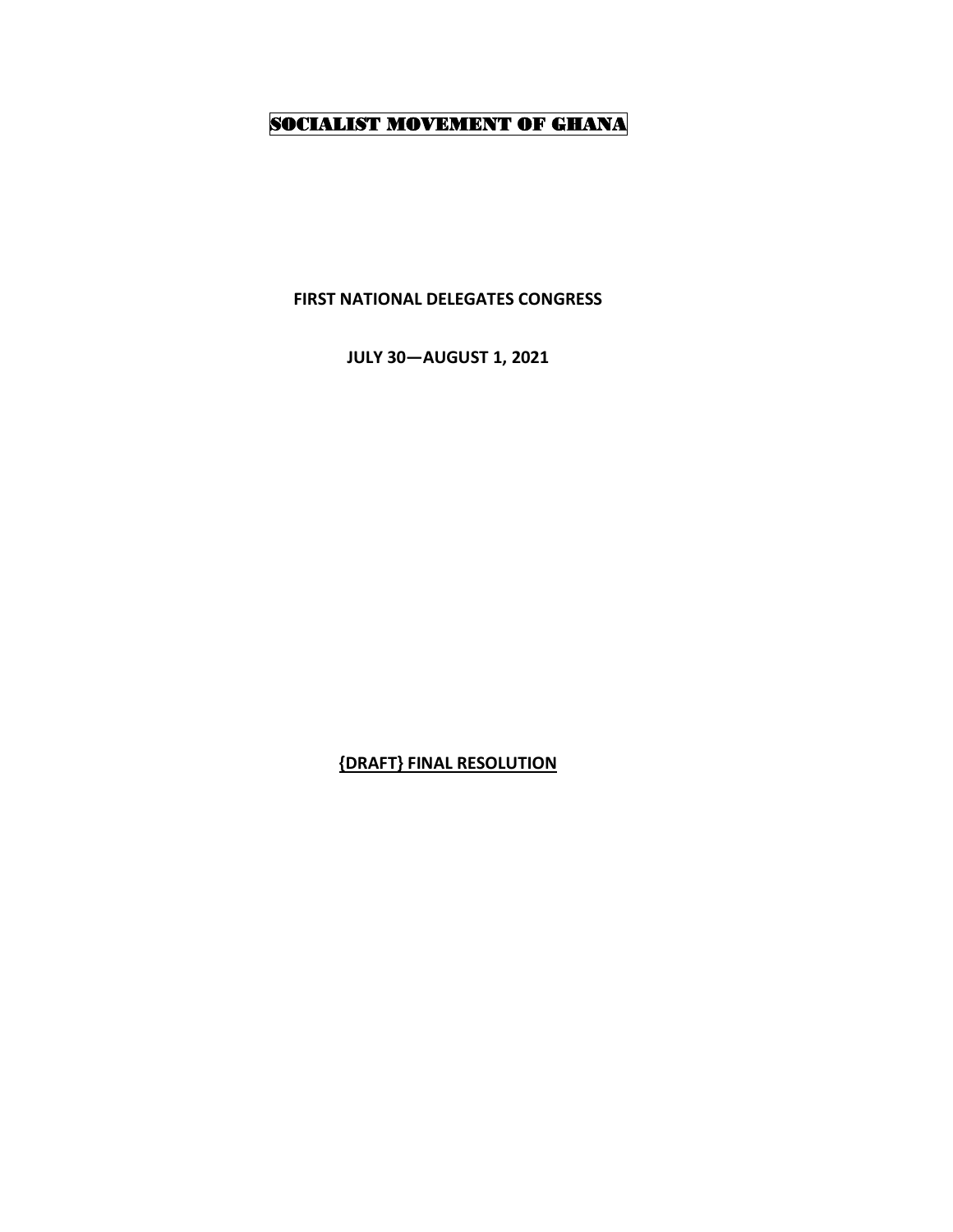# SOCIALIST MOVEMENT OF GHANA

**FIRST NATIONAL DELEGATES CONGRESS**

**JULY 30—AUGUST 1, 2021**

**{DRAFT} FINAL RESOLUTION**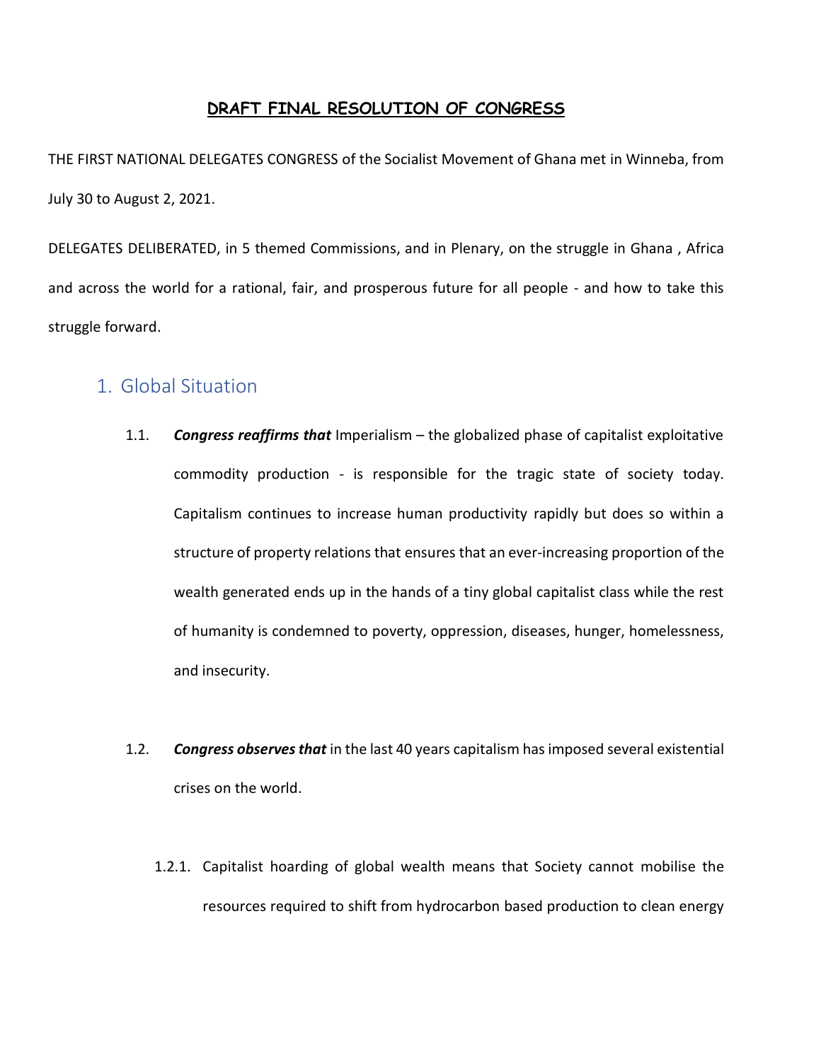# DRAFT FINAL RESOLUTION OF CONGRESS

THE FIRST NATIONAL DELEGATES CONGRESS of the Socialist Movement of Ghana met in Winneba, from July 30 to August 2, 2021.

DELEGATES DELIBERATED, in 5 themed Commissions, and in Plenary, on the struggle in Ghana , Africa and across the world for a rational, fair, and prosperous future for all people - and how to take this struggle forward.

## 1. Global Situation

1.1. ***Congress reaffirms that*** Imperialism – the globalized phase of capitalist exploitative commodity production - is responsible for the tragic state of society today. Capitalism continues to increase human productivity rapidly but does so within a structure of property relations that ensures that an ever-increasing proportion of the wealth generated ends up in the hands of a tiny global capitalist class while the rest of humanity is condemned to poverty, oppression, diseases, hunger, homelessness, and insecurity.

1.2. ***Congress observes that*** in the last 40 years capitalism has imposed several existential crises on the world.

1.2.1. Capitalist hoarding of global wealth means that Society cannot mobilise the resources required to shift from hydrocarbon based production to clean energy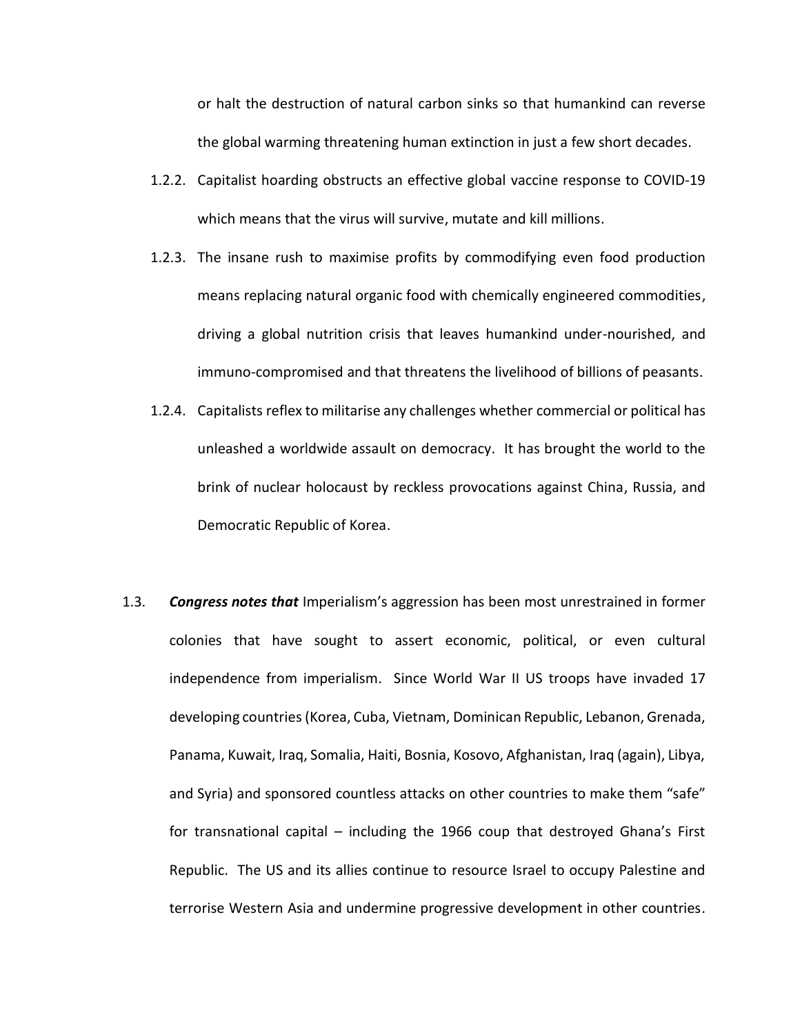or halt the destruction of natural carbon sinks so that humankind can reverse the global warming threatening human extinction in just a few short decades.

1.2.2. Capitalist hoarding obstructs an effective global vaccine response to COVID-19 which means that the virus will survive, mutate and kill millions.

1.2.3. The insane rush to maximise profits by commodifying even food production means replacing natural organic food with chemically engineered commodities, driving a global nutrition crisis that leaves humankind under-nourished, and immuno-compromised and that threatens the livelihood of billions of peasants.

1.2.4. Capitalists reflex to militarise any challenges whether commercial or political has unleashed a worldwide assault on democracy. It has brought the world to the brink of nuclear holocaust by reckless provocations against China, Russia, and Democratic Republic of Korea.

1.3. ***Congress notes that*** Imperialism's aggression has been most unrestrained in former colonies that have sought to assert economic, political, or even cultural independence from imperialism. Since World War II US troops have invaded 17 developing countries (Korea, Cuba, Vietnam, Dominican Republic, Lebanon, Grenada, Panama, Kuwait, Iraq, Somalia, Haiti, Bosnia, Kosovo, Afghanistan, Iraq (again), Libya, and Syria) and sponsored countless attacks on other countries to make them "safe" for transnational capital – including the 1966 coup that destroyed Ghana's First Republic. The US and its allies continue to resource Israel to occupy Palestine and terrorise Western Asia and undermine progressive development in other countries.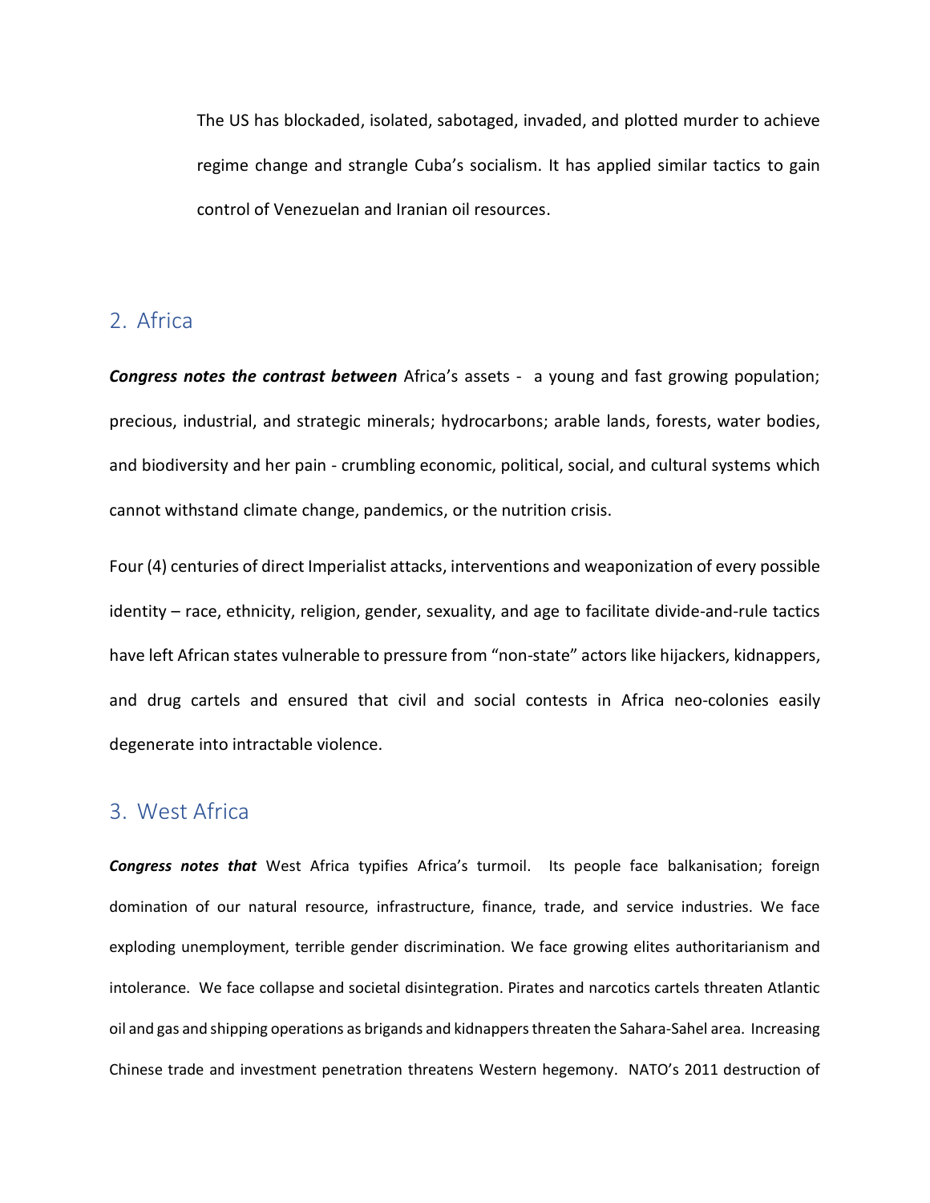The US has blockaded, isolated, sabotaged, invaded, and plotted murder to achieve regime change and strangle Cuba's socialism. It has applied similar tactics to gain control of Venezuelan and Iranian oil resources.

## 2. Africa

***Congress notes the contrast between*** Africa's assets - a young and fast growing population; precious, industrial, and strategic minerals; hydrocarbons; arable lands, forests, water bodies, and biodiversity and her pain - crumbling economic, political, social, and cultural systems which cannot withstand climate change, pandemics, or the nutrition crisis.

Four (4) centuries of direct Imperialist attacks, interventions and weaponization of every possible identity – race, ethnicity, religion, gender, sexuality, and age to facilitate divide-and-rule tactics have left African states vulnerable to pressure from "non-state" actors like hijackers, kidnappers, and drug cartels and ensured that civil and social contests in Africa neo-colonies easily degenerate into intractable violence.

## 3. West Africa

***Congress notes that*** West Africa typifies Africa's turmoil. Its people face balkanisation; foreign domination of our natural resource, infrastructure, finance, trade, and service industries. We face exploding unemployment, terrible gender discrimination. We face growing elites authoritarianism and intolerance. We face collapse and societal disintegration. Pirates and narcotics cartels threaten Atlantic oil and gas and shipping operations as brigands and kidnappers threaten the Sahara-Sahel area. Increasing Chinese trade and investment penetration threatens Western hegemony. NATO's 2011 destruction of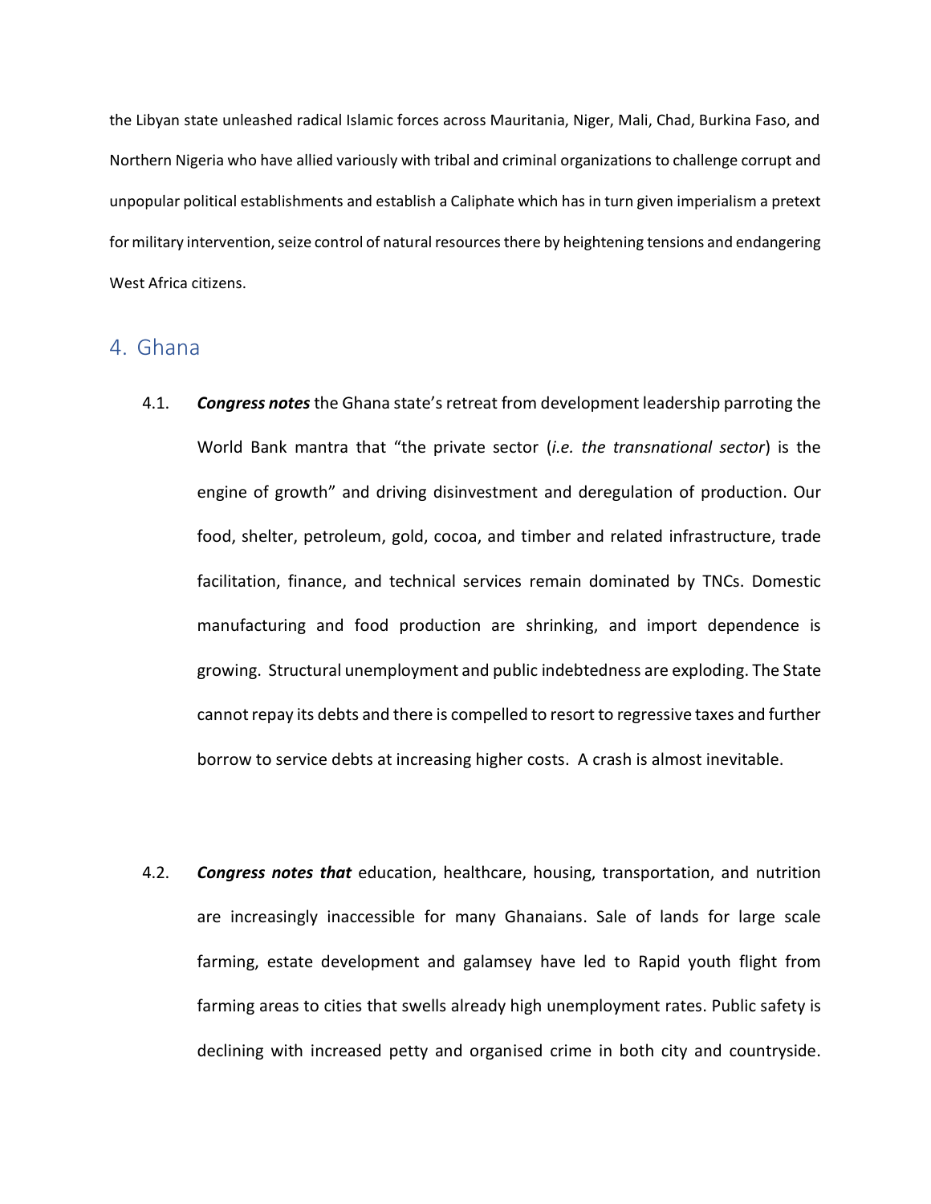the Libyan state unleashed radical Islamic forces across Mauritania, Niger, Mali, Chad, Burkina Faso, and Northern Nigeria who have allied variously with tribal and criminal organizations to challenge corrupt and unpopular political establishments and establish a Caliphate which has in turn given imperialism a pretext for military intervention, seize control of natural resources there by heightening tensions and endangering West Africa citizens.

## 4. Ghana

4.1. ***Congress notes*** the Ghana state's retreat from development leadership parroting the World Bank mantra that "the private sector (*i.e. the transnational sector*) is the engine of growth" and driving disinvestment and deregulation of production. Our food, shelter, petroleum, gold, cocoa, and timber and related infrastructure, trade facilitation, finance, and technical services remain dominated by TNCs. Domestic manufacturing and food production are shrinking, and import dependence is growing. Structural unemployment and public indebtedness are exploding. The State cannot repay its debts and there is compelled to resort to regressive taxes and further borrow to service debts at increasing higher costs. A crash is almost inevitable.

4.2. ***Congress notes that*** education, healthcare, housing, transportation, and nutrition are increasingly inaccessible for many Ghanaians. Sale of lands for large scale farming, estate development and galamsey have led to Rapid youth flight from farming areas to cities that swells already high unemployment rates. Public safety is declining with increased petty and organised crime in both city and countryside.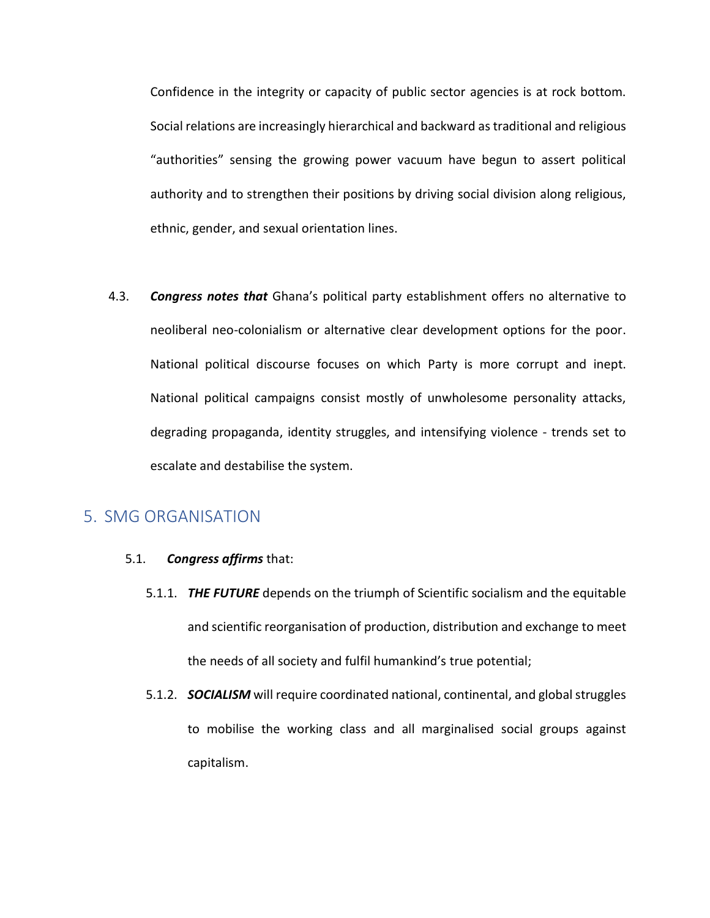Confidence in the integrity or capacity of public sector agencies is at rock bottom. Social relations are increasingly hierarchical and backward as traditional and religious "authorities" sensing the growing power vacuum have begun to assert political authority and to strengthen their positions by driving social division along religious, ethnic, gender, and sexual orientation lines.

4.3. ***Congress notes that*** Ghana's political party establishment offers no alternative to neoliberal neo-colonialism or alternative clear development options for the poor. National political discourse focuses on which Party is more corrupt and inept. National political campaigns consist mostly of unwholesome personality attacks, degrading propaganda, identity struggles, and intensifying violence - trends set to escalate and destabilise the system.

## 5. SMG ORGANISATION

5.1. ***Congress affirms*** that:

5.1.1. ***THE FUTURE*** depends on the triumph of Scientific socialism and the equitable and scientific reorganisation of production, distribution and exchange to meet the needs of all society and fulfil humankind's true potential;

5.1.2. ***SOCIALISM*** will require coordinated national, continental, and global struggles to mobilise the working class and all marginalised social groups against capitalism.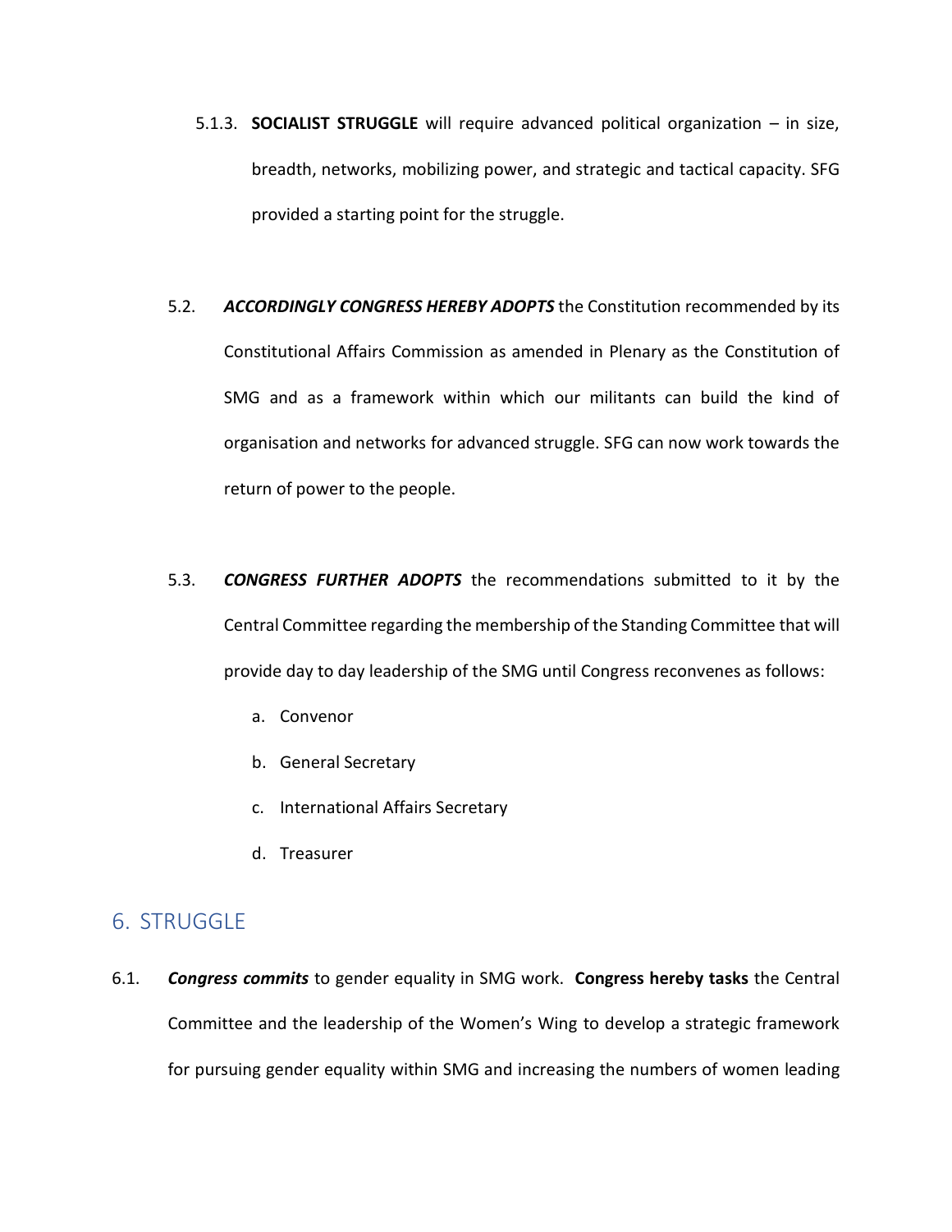5.1.3. **SOCIALIST STRUGGLE** will require advanced political organization – in size, breadth, networks, mobilizing power, and strategic and tactical capacity. SFG provided a starting point for the struggle.

5.2. ***ACCORDINGLY CONGRESS HEREBY ADOPTS*** the Constitution recommended by its Constitutional Affairs Commission as amended in Plenary as the Constitution of SMG and as a framework within which our militants can build the kind of organisation and networks for advanced struggle. SFG can now work towards the return of power to the people.

5.3. ***CONGRESS FURTHER ADOPTS*** the recommendations submitted to it by the Central Committee regarding the membership of the Standing Committee that will provide day to day leadership of the SMG until Congress reconvenes as follows:

   a. Convenor
   b. General Secretary
   c. International Affairs Secretary
   d. Treasurer

## 6. STRUGGLE

6.1. ***Congress commits*** to gender equality in SMG work. **Congress hereby tasks** the Central Committee and the leadership of the Women's Wing to develop a strategic framework for pursuing gender equality within SMG and increasing the numbers of women leading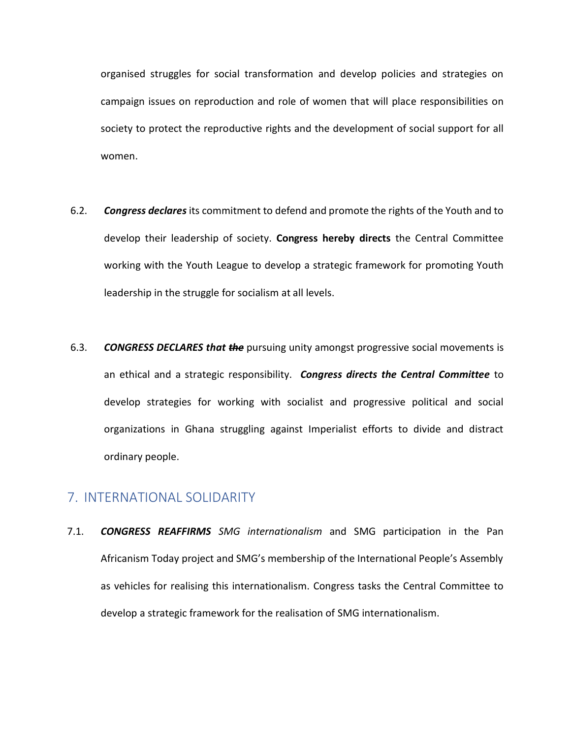organised struggles for social transformation and develop policies and strategies on campaign issues on reproduction and role of women that will place responsibilities on society to protect the reproductive rights and the development of social support for all women.

6.2. ***Congress declares*** its commitment to defend and promote the rights of the Youth and to develop their leadership of society. **Congress hereby directs** the Central Committee working with the Youth League to develop a strategic framework for promoting Youth leadership in the struggle for socialism at all levels.

6.3. ***CONGRESS DECLARES that ~~the~~*** pursuing unity amongst progressive social movements is an ethical and a strategic responsibility. ***Congress directs the Central Committee*** to develop strategies for working with socialist and progressive political and social organizations in Ghana struggling against Imperialist efforts to divide and distract ordinary people.

## 7. INTERNATIONAL SOLIDARITY

7.1. ***CONGRESS REAFFIRMS*** *SMG internationalism* and SMG participation in the Pan Africanism Today project and SMG's membership of the International People's Assembly as vehicles for realising this internationalism. Congress tasks the Central Committee to develop a strategic framework for the realisation of SMG internationalism.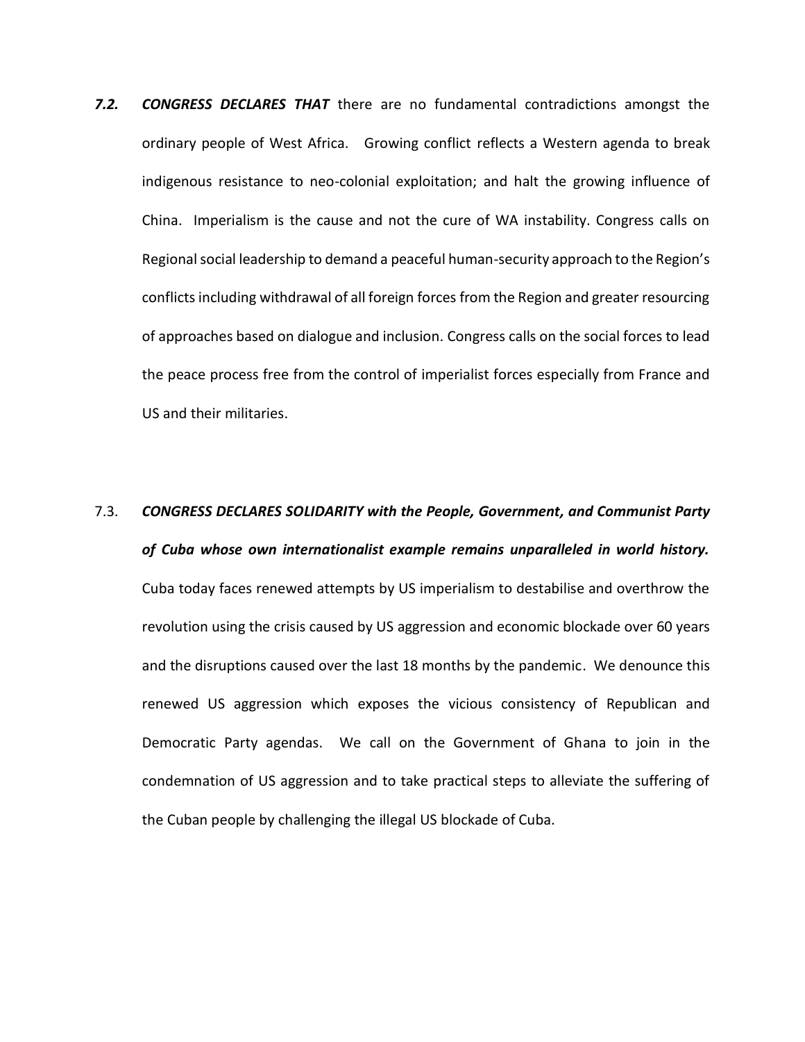***7.2.*** ***CONGRESS DECLARES THAT*** there are no fundamental contradictions amongst the ordinary people of West Africa. Growing conflict reflects a Western agenda to break indigenous resistance to neo-colonial exploitation; and halt the growing influence of China. Imperialism is the cause and not the cure of WA instability. Congress calls on Regional social leadership to demand a peaceful human-security approach to the Region's conflicts including withdrawal of all foreign forces from the Region and greater resourcing of approaches based on dialogue and inclusion. Congress calls on the social forces to lead the peace process free from the control of imperialist forces especially from France and US and their militaries.

7.3. ***CONGRESS DECLARES SOLIDARITY with the People, Government, and Communist Party of Cuba whose own internationalist example remains unparalleled in world history.*** Cuba today faces renewed attempts by US imperialism to destabilise and overthrow the revolution using the crisis caused by US aggression and economic blockade over 60 years and the disruptions caused over the last 18 months by the pandemic. We denounce this renewed US aggression which exposes the vicious consistency of Republican and Democratic Party agendas. We call on the Government of Ghana to join in the condemnation of US aggression and to take practical steps to alleviate the suffering of the Cuban people by challenging the illegal US blockade of Cuba.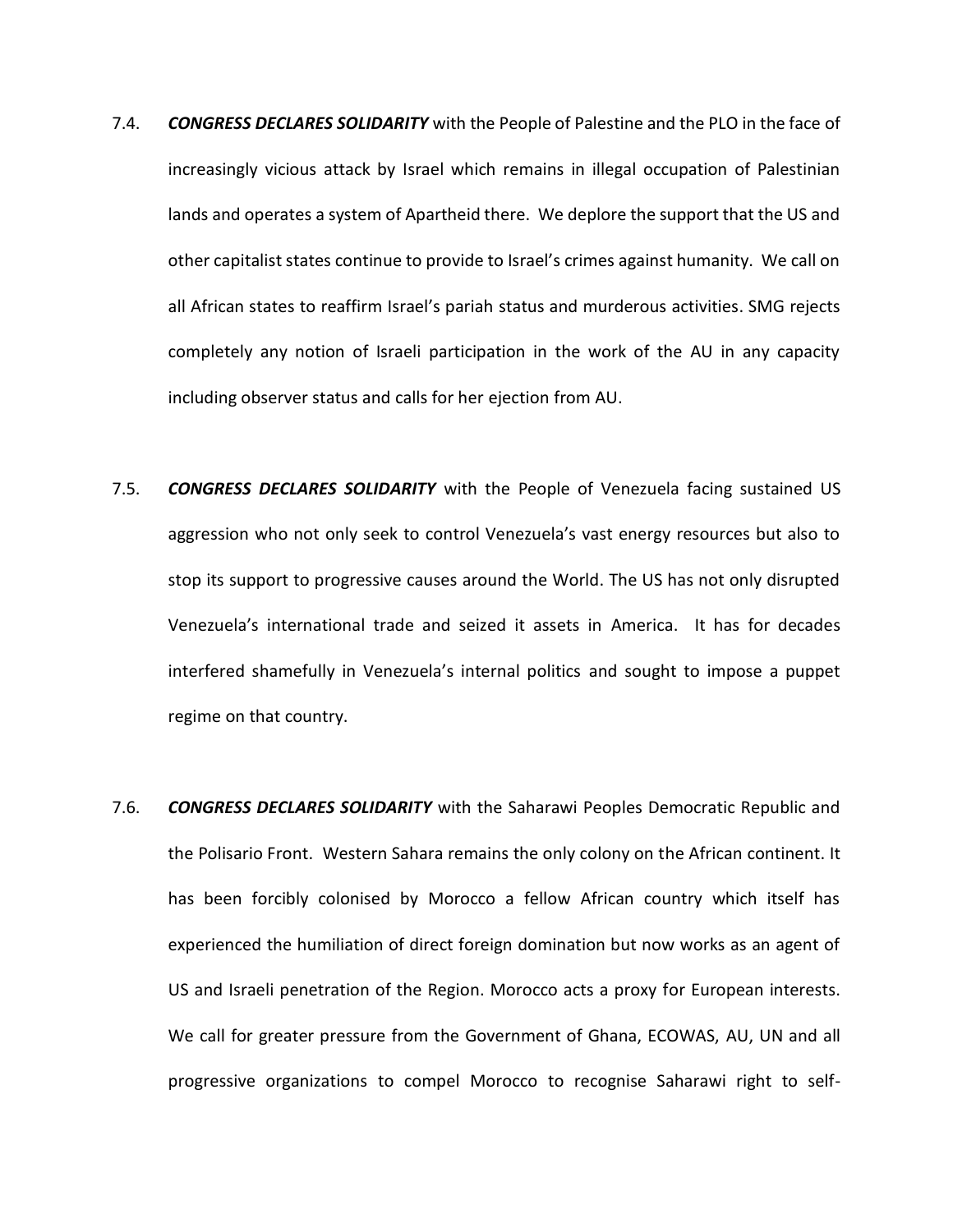7.4. ***CONGRESS DECLARES SOLIDARITY*** with the People of Palestine and the PLO in the face of increasingly vicious attack by Israel which remains in illegal occupation of Palestinian lands and operates a system of Apartheid there. We deplore the support that the US and other capitalist states continue to provide to Israel's crimes against humanity. We call on all African states to reaffirm Israel's pariah status and murderous activities. SMG rejects completely any notion of Israeli participation in the work of the AU in any capacity including observer status and calls for her ejection from AU.

7.5. ***CONGRESS DECLARES SOLIDARITY*** with the People of Venezuela facing sustained US aggression who not only seek to control Venezuela's vast energy resources but also to stop its support to progressive causes around the World. The US has not only disrupted Venezuela's international trade and seized it assets in America. It has for decades interfered shamefully in Venezuela's internal politics and sought to impose a puppet regime on that country.

7.6. ***CONGRESS DECLARES SOLIDARITY*** with the Saharawi Peoples Democratic Republic and the Polisario Front. Western Sahara remains the only colony on the African continent. It has been forcibly colonised by Morocco a fellow African country which itself has experienced the humiliation of direct foreign domination but now works as an agent of US and Israeli penetration of the Region. Morocco acts a proxy for European interests. We call for greater pressure from the Government of Ghana, ECOWAS, AU, UN and all progressive organizations to compel Morocco to recognise Saharawi right to self-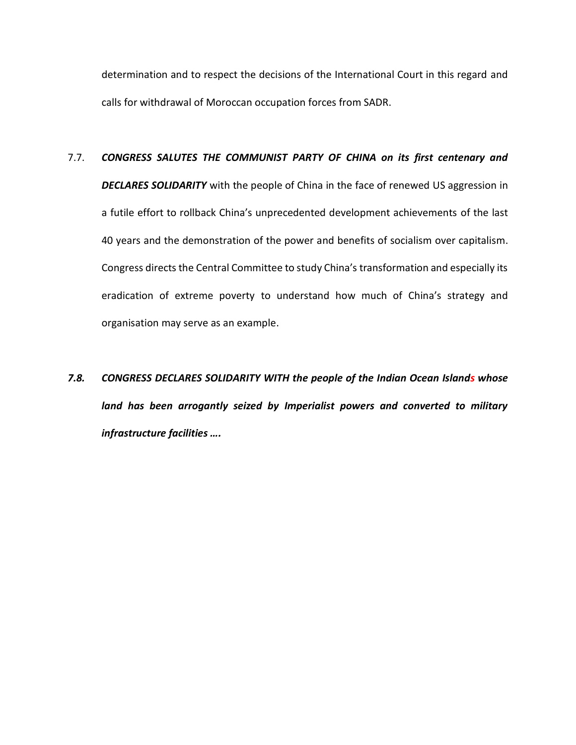determination and to respect the decisions of the International Court in this regard and calls for withdrawal of Moroccan occupation forces from SADR.

7.7. ***CONGRESS SALUTES THE COMMUNIST PARTY OF CHINA on its first centenary and DECLARES SOLIDARITY*** with the people of China in the face of renewed US aggression in a futile effort to rollback China's unprecedented development achievements of the last 40 years and the demonstration of the power and benefits of socialism over capitalism. Congress directs the Central Committee to study China's transformation and especially its eradication of extreme poverty to understand how much of China's strategy and organisation may serve as an example.

***7.8. CONGRESS DECLARES SOLIDARITY WITH the people of the Indian Ocean Islands whose land has been arrogantly seized by Imperialist powers and converted to military infrastructure facilities ….***